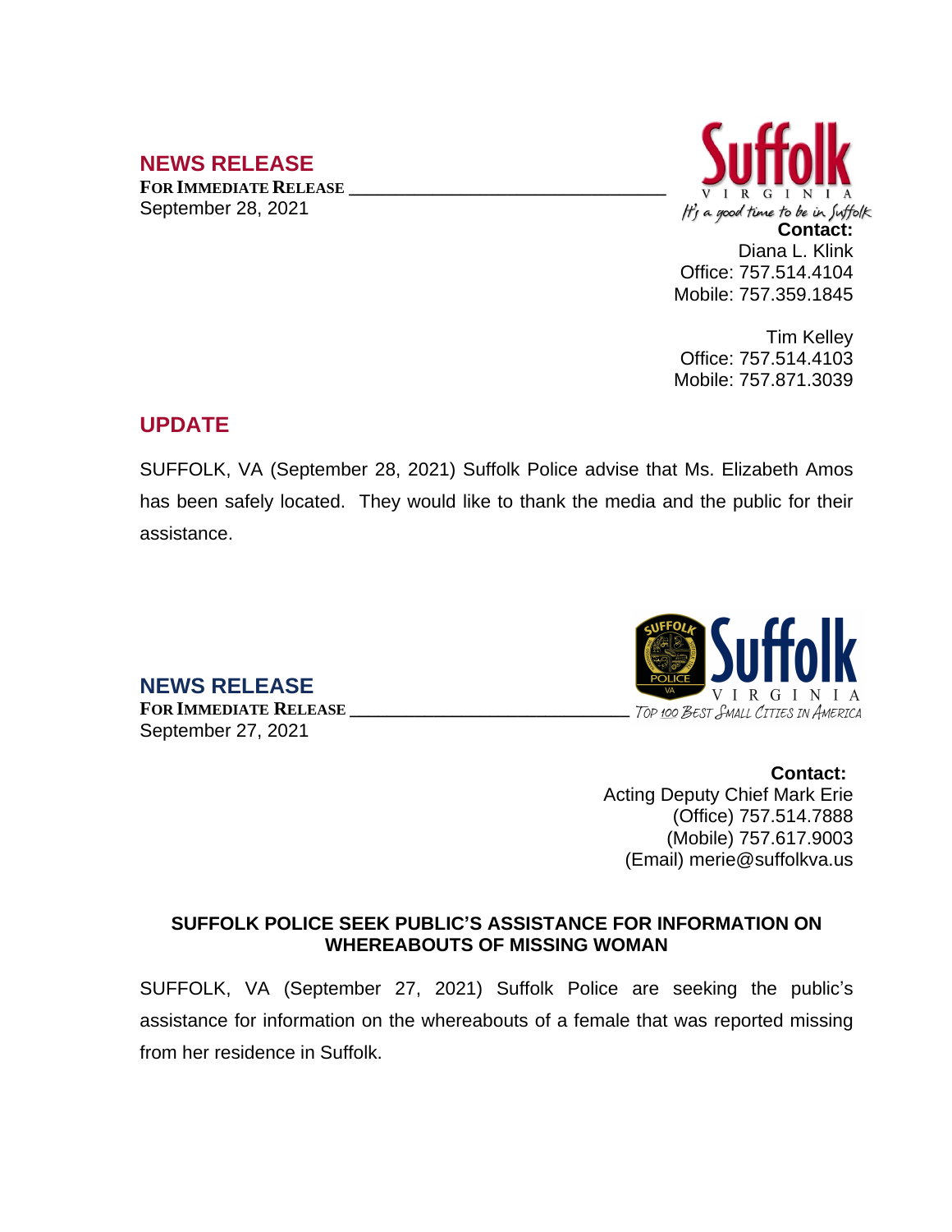# NEWS RELEASE

**FOR IMMEDIATE RELEASE**

September 28, 2021

Suffolk VIRGINIA

*It's a good time to be in Suffolk*

**Contact:**

Diana L. Klink
Office: 757.514.4104
Mobile: 757.359.1845

Tim Kelley
Office: 757.514.4103
Mobile: 757.871.3039

## UPDATE

SUFFOLK, VA (September 28, 2021) Suffolk Police advise that Ms. Elizabeth Amos has been safely located. They would like to thank the media and the public for their assistance.

# NEWS RELEASE

**FOR IMMEDIATE RELEASE**

September 27, 2021

Suffolk VIRGINIA

*TOP 100 BEST SMALL CITIES IN AMERICA*

**Contact:**

Acting Deputy Chief Mark Erie
(Office) 757.514.7888
(Mobile) 757.617.9003
(Email) merie@suffolkva.us

**SUFFOLK POLICE SEEK PUBLIC'S ASSISTANCE FOR INFORMATION ON WHEREABOUTS OF MISSING WOMAN**

SUFFOLK, VA (September 27, 2021) Suffolk Police are seeking the public's assistance for information on the whereabouts of a female that was reported missing from her residence in Suffolk.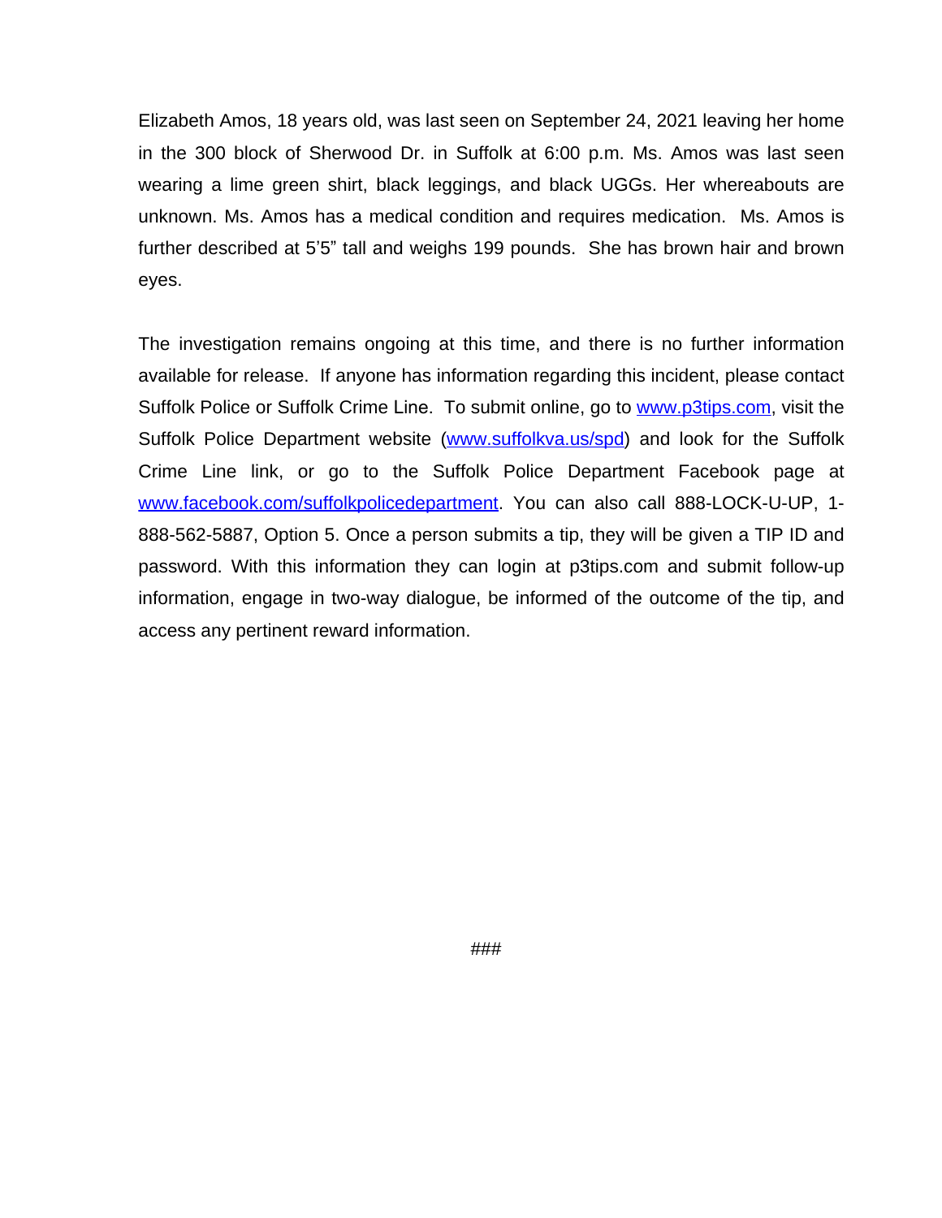Elizabeth Amos, 18 years old, was last seen on September 24, 2021 leaving her home in the 300 block of Sherwood Dr. in Suffolk at 6:00 p.m. Ms. Amos was last seen wearing a lime green shirt, black leggings, and black UGGs. Her whereabouts are unknown. Ms. Amos has a medical condition and requires medication. Ms. Amos is further described at 5'5" tall and weighs 199 pounds. She has brown hair and brown eyes.

The investigation remains ongoing at this time, and there is no further information available for release. If anyone has information regarding this incident, please contact Suffolk Police or Suffolk Crime Line. To submit online, go to [www.p3tips.com](www.p3tips.com), visit the Suffolk Police Department website ([www.suffolkva.us/spd](www.suffolkva.us/spd)) and look for the Suffolk Crime Line link, or go to the Suffolk Police Department Facebook page at [www.facebook.com/suffolkpolicedepartment](www.facebook.com/suffolkpolicedepartment). You can also call 888-LOCK-U-UP, 1-888-562-5887, Option 5. Once a person submits a tip, they will be given a TIP ID and password. With this information they can login at p3tips.com and submit follow-up information, engage in two-way dialogue, be informed of the outcome of the tip, and access any pertinent reward information.

###